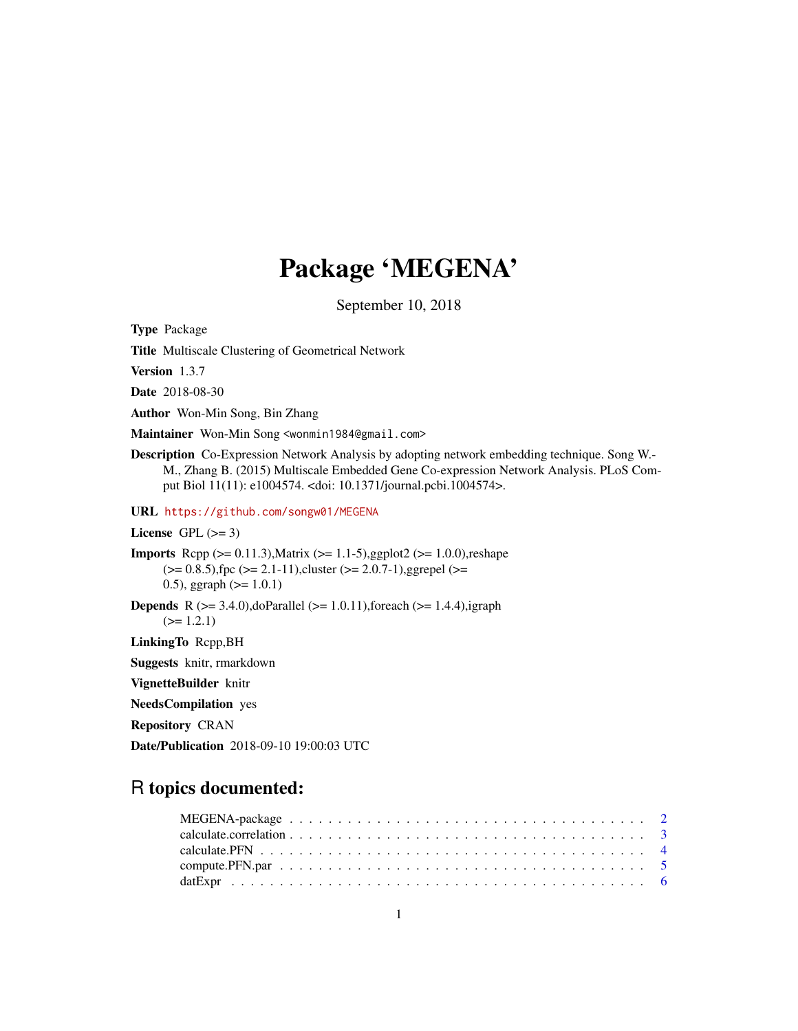# Package 'MEGENA'

September 10, 2018

**Type** Package

**Title** Multiscale Clustering of Geometrical Network

**Version** 1.3.7

**Date** 2018-08-30

**Author** Won-Min Song, Bin Zhang

**Maintainer** Won-Min Song <wonmin1984@gmail.com>

**Description** Co-Expression Network Analysis by adopting network embedding technique. Song W.-M., Zhang B. (2015) Multiscale Embedded Gene Co-expression Network Analysis. PLoS Comput Biol 11(11): e1004574. <doi: 10.1371/journal.pcbi.1004574>.

**URL** https://github.com/songw01/MEGENA

**License** GPL (>= 3)

**Imports** Rcpp (>= 0.11.3),Matrix (>= 1.1-5),ggplot2 (>= 1.0.0),reshape (>= 0.8.5),fpc (>= 2.1-11),cluster (>= 2.0.7-1),ggrepel (>= 0.5), ggraph (>= 1.0.1)

**Depends** R (>= 3.4.0),doParallel (>= 1.0.11),foreach (>= 1.4.4),igraph (>= 1.2.1)

**LinkingTo** Rcpp,BH

**Suggests** knitr, rmarkdown

**VignetteBuilder** knitr

**NeedsCompilation** yes

**Repository** CRAN

**Date/Publication** 2018-09-10 19:00:03 UTC

## R topics documented:

| | |
|---|---|
| MEGENA-package | 2 |
| calculate.correlation | 3 |
| calculate.PFN | 4 |
| compute.PFN.par | 5 |
| datExpr | 6 |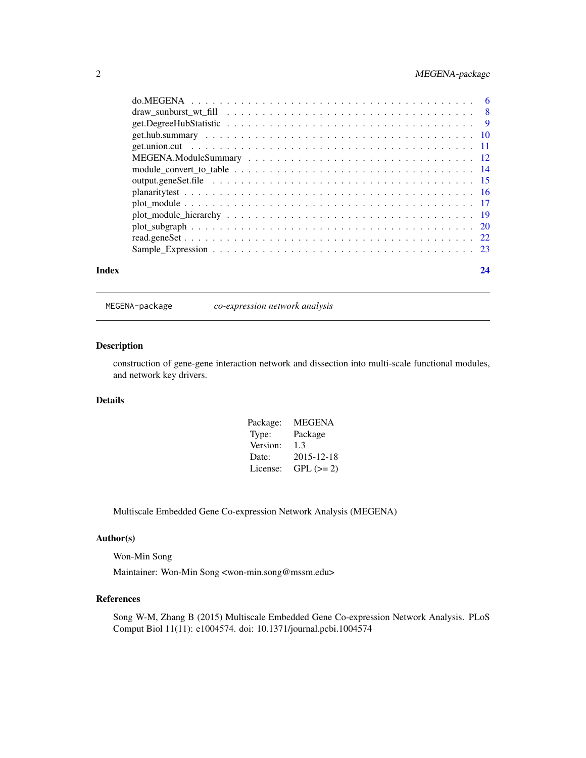| | |
|---|---|
| do.MEGENA | 6 |
| draw_sunburst_wt_fill | 8 |
| get.DegreeHubStatistic | 9 |
| get.hub.summary | 10 |
| get.union.cut | 11 |
| MEGENA.ModuleSummary | 12 |
| module_convert_to_table | 14 |
| output.geneSet.file | 15 |
| planaritytest | 16 |
| plot_module | 17 |
| plot_module_hierarchy | 19 |
| plot_subgraph | 20 |
| read.geneSet | 22 |
| Sample_Expression | 23 |

**Index** **24**

---

MEGENA-package *co-expression network analysis*

---

## Description

construction of gene-gene interaction network and dissection into multi-scale functional modules, and network key drivers.

## Details

| | |
|---|---|
| Package: | MEGENA |
| Type: | Package |
| Version: | 1.3 |
| Date: | 2015-12-18 |
| License: | GPL (>= 2) |

Multiscale Embedded Gene Co-expression Network Analysis (MEGENA)

## Author(s)

Won-Min Song

Maintainer: Won-Min Song <won-min.song@mssm.edu>

## References

Song W-M, Zhang B (2015) Multiscale Embedded Gene Co-expression Network Analysis. PLoS Comput Biol 11(11): e1004574. doi: 10.1371/journal.pcbi.1004574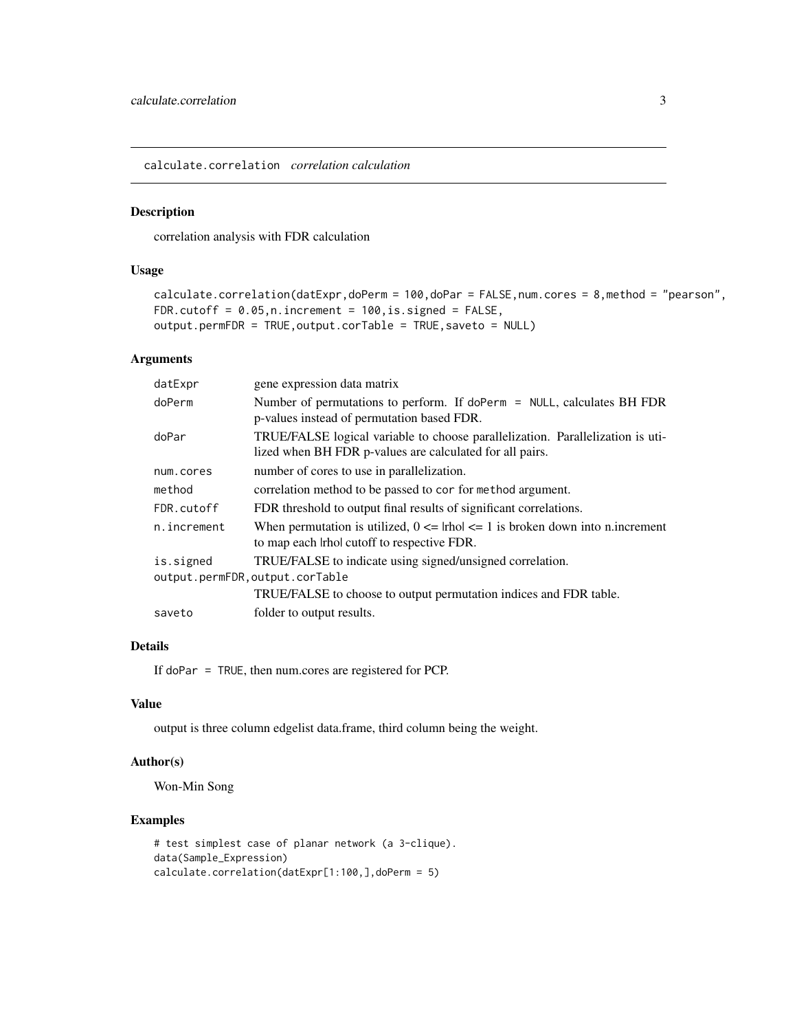## calculate.correlation *correlation calculation*

### Description

correlation analysis with FDR calculation

### Usage

```
calculate.correlation(datExpr,doPerm = 100,doPar = FALSE,num.cores = 8,method = "pearson",
FDR.cutoff = 0.05,n.increment = 100,is.signed = FALSE,
output.permFDR = TRUE,output.corTable = TRUE,saveto = NULL)
```

### Arguments

| | |
|---|---|
| `datExpr` | gene expression data matrix |
| `doPerm` | Number of permutations to perform. If `doPerm = NULL`, calculates BH FDR p-values instead of permutation based FDR. |
| `doPar` | TRUE/FALSE logical variable to choose parallelization. Parallelization is utilized when BH FDR p-values are calculated for all pairs. |
| `num.cores` | number of cores to use in parallelization. |
| `method` | correlation method to be passed to `cor` for `method` argument. |
| `FDR.cutoff` | FDR threshold to output final results of significant correlations. |
| `n.increment` | When permutation is utilized, 0 <= \|rho\| <= 1 is broken down into n.increment to map each \|rho\| cutoff to respective FDR. |
| `is.signed` | TRUE/FALSE to indicate using signed/unsigned correlation. |
| `output.permFDR,output.corTable` | TRUE/FALSE to choose to output permutation indices and FDR table. |
| `saveto` | folder to output results. |

### Details

If `doPar = TRUE`, then num.cores are registered for PCP.

### Value

output is three column edgelist data.frame, third column being the weight.

### Author(s)

Won-Min Song

### Examples

```
# test simplest case of planar network (a 3-clique).
data(Sample_Expression)
calculate.correlation(datExpr[1:100,],doPerm = 5)
```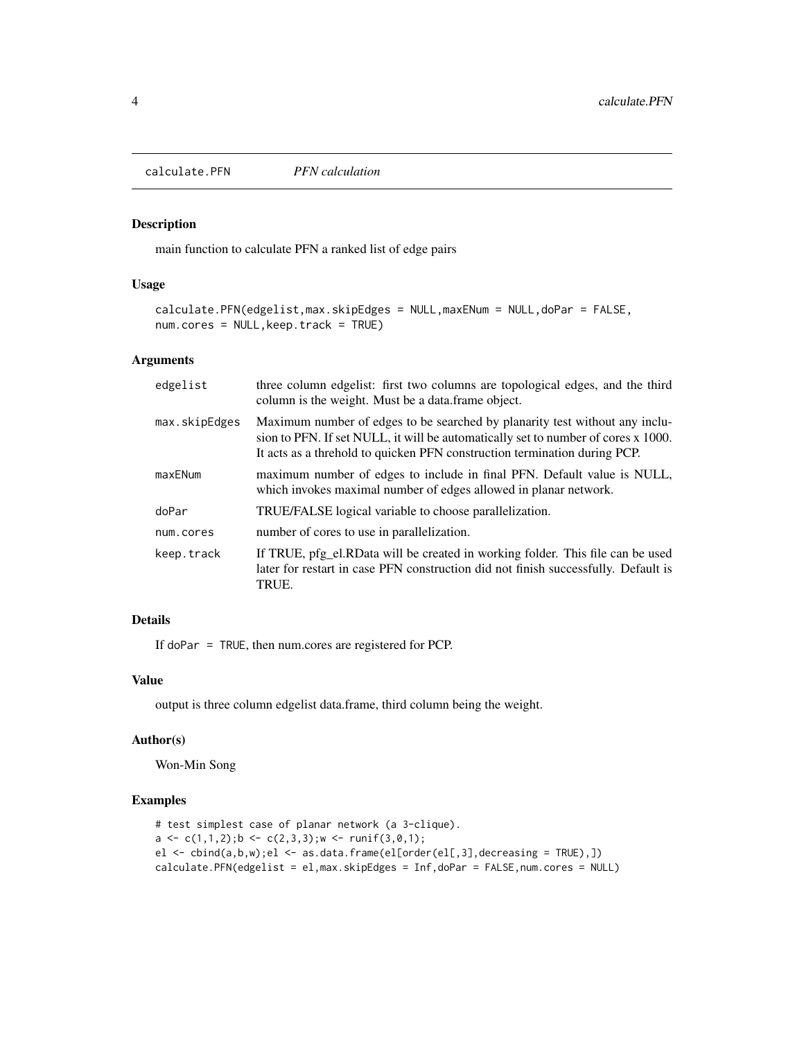calculate.PFN *PFN calculation*

## Description

main function to calculate PFN a ranked list of edge pairs

## Usage

```
calculate.PFN(edgelist,max.skipEdges = NULL,maxENum = NULL,doPar = FALSE,
num.cores = NULL,keep.track = TRUE)
```

## Arguments

| | |
|---|---|
| edgelist | three column edgelist: first two columns are topological edges, and the third column is the weight. Must be a data.frame object. |
| max.skipEdges | Maximum number of edges to be searched by planarity test without any inclusion to PFN. If set NULL, it will be automatically set to number of cores x 1000. It acts as a threhold to quicken PFN construction termination during PCP. |
| maxENum | maximum number of edges to include in final PFN. Default value is NULL, which invokes maximal number of edges allowed in planar network. |
| doPar | TRUE/FALSE logical variable to choose parallelization. |
| num.cores | number of cores to use in parallelization. |
| keep.track | If TRUE, pfg_el.RData will be created in working folder. This file can be used later for restart in case PFN construction did not finish successfully. Default is TRUE. |

## Details

If `doPar = TRUE`, then num.cores are registered for PCP.

## Value

output is three column edgelist data.frame, third column being the weight.

## Author(s)

Won-Min Song

## Examples

```
# test simplest case of planar network (a 3-clique).
a <- c(1,1,2);b <- c(2,3,3);w <- runif(3,0,1);
el <- cbind(a,b,w);el <- as.data.frame(el[order(el[,3],decreasing = TRUE),])
calculate.PFN(edgelist = el,max.skipEdges = Inf,doPar = FALSE,num.cores = NULL)
```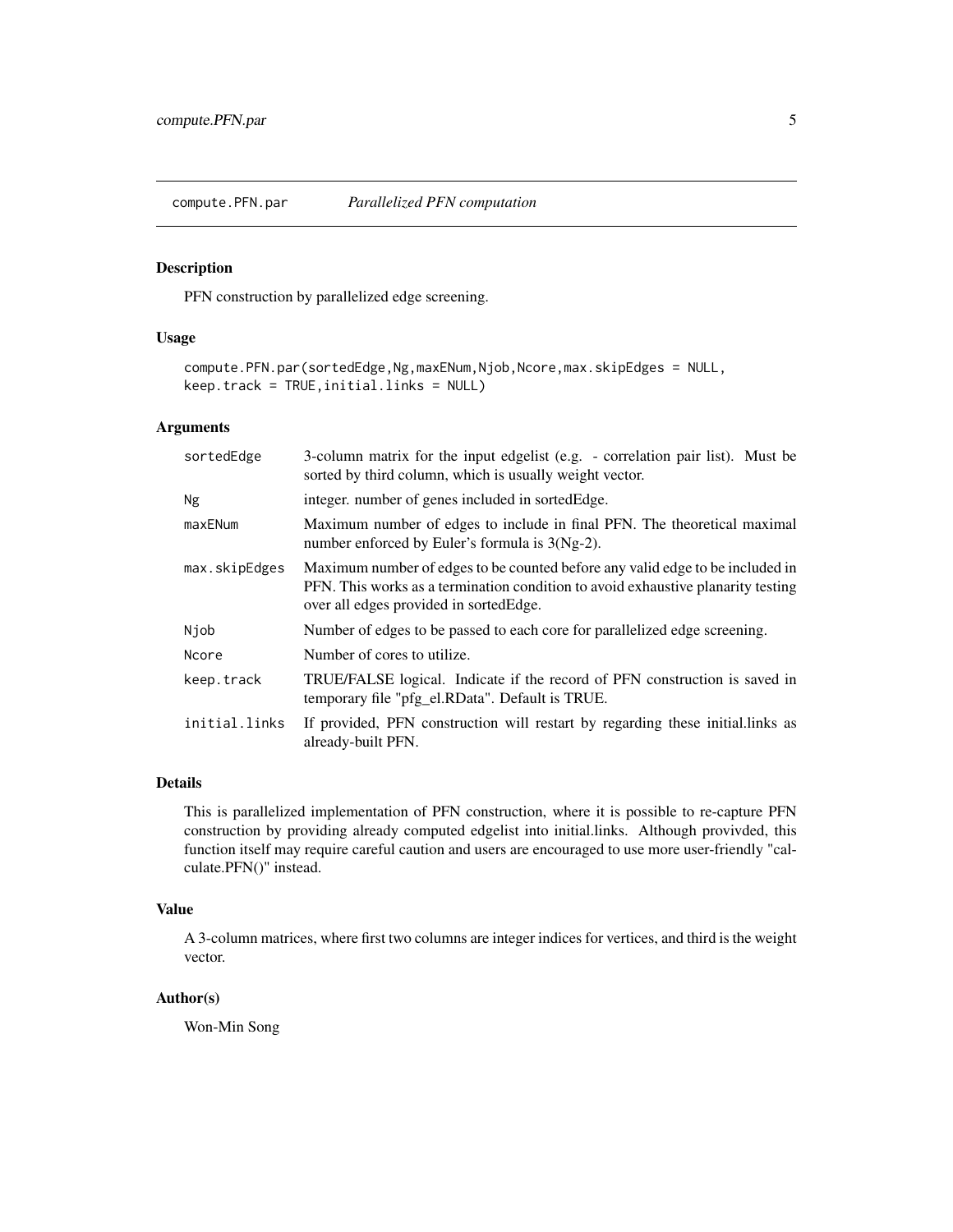## compute.PFN.par *Parallelized PFN computation*

### Description

PFN construction by parallelized edge screening.

### Usage

```
compute.PFN.par(sortedEdge,Ng,maxENum,Njob,Ncore,max.skipEdges = NULL,
keep.track = TRUE,initial.links = NULL)
```

### Arguments

| | |
|---|---|
| sortedEdge | 3-column matrix for the input edgelist (e.g. - correlation pair list). Must be sorted by third column, which is usually weight vector. |
| Ng | integer. number of genes included in sortedEdge. |
| maxENum | Maximum number of edges to include in final PFN. The theoretical maximal number enforced by Euler's formula is 3(Ng-2). |
| max.skipEdges | Maximum number of edges to be counted before any valid edge to be included in PFN. This works as a termination condition to avoid exhaustive planarity testing over all edges provided in sortedEdge. |
| Njob | Number of edges to be passed to each core for parallelized edge screening. |
| Ncore | Number of cores to utilize. |
| keep.track | TRUE/FALSE logical. Indicate if the record of PFN construction is saved in temporary file "pfg_el.RData". Default is TRUE. |
| initial.links | If provided, PFN construction will restart by regarding these initial.links as already-built PFN. |

### Details

This is parallelized implementation of PFN construction, where it is possible to re-capture PFN construction by providing already computed edgelist into initial.links. Although provivded, this function itself may require careful caution and users are encouraged to use more user-friendly "calculate.PFN()" instead.

### Value

A 3-column matrices, where first two columns are integer indices for vertices, and third is the weight vector.

### Author(s)

Won-Min Song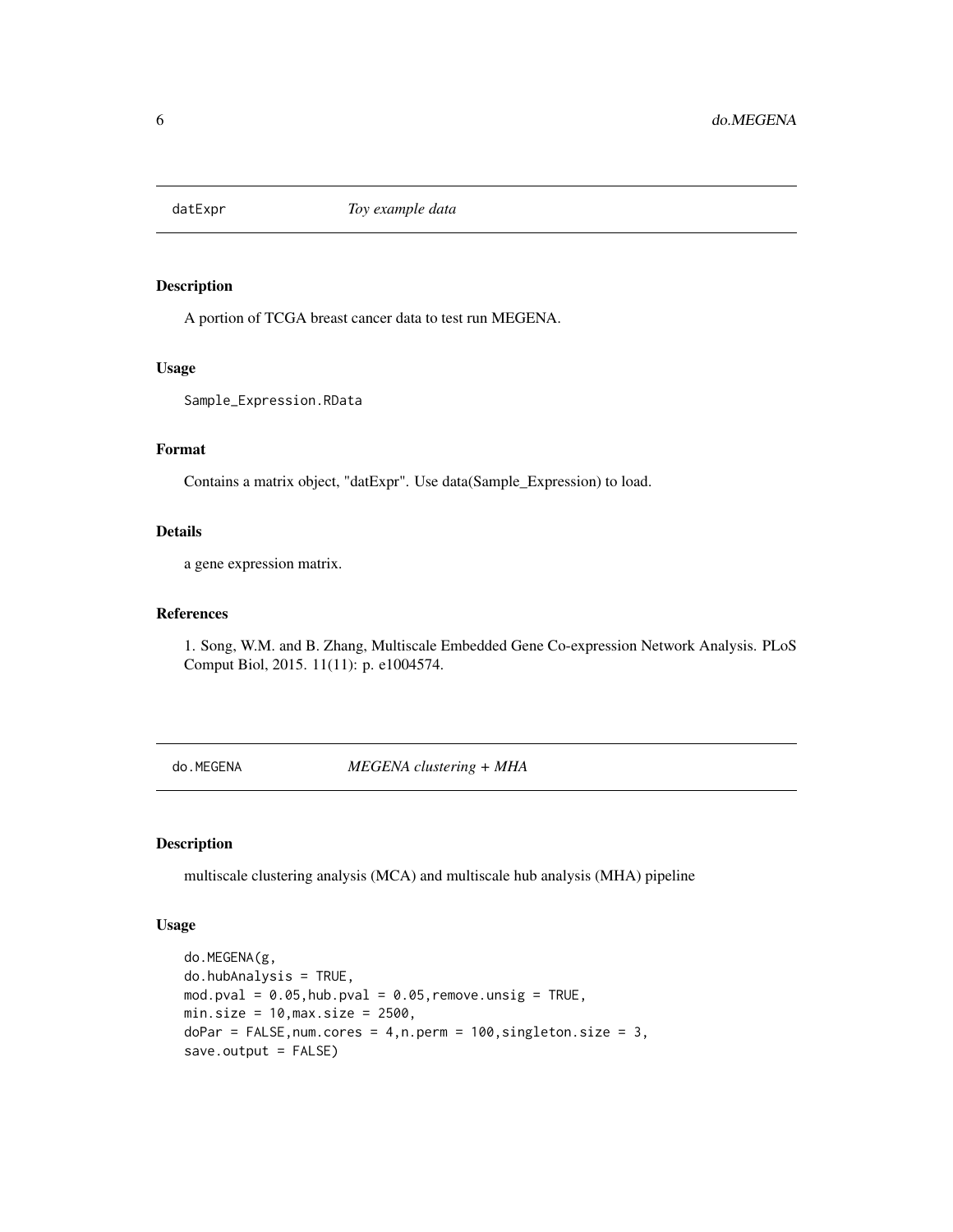## datExpr *Toy example data*

### Description

A portion of TCGA breast cancer data to test run MEGENA.

### Usage

```
Sample_Expression.RData
```

### Format

Contains a matrix object, "datExpr". Use data(Sample_Expression) to load.

### Details

a gene expression matrix.

### References

1. Song, W.M. and B. Zhang, Multiscale Embedded Gene Co-expression Network Analysis. PLoS Comput Biol, 2015. 11(11): p. e1004574.

## do.MEGENA *MEGENA clustering + MHA*

### Description

multiscale clustering analysis (MCA) and multiscale hub analysis (MHA) pipeline

### Usage

```
do.MEGENA(g,
do.hubAnalysis = TRUE,
mod.pval = 0.05,hub.pval = 0.05,remove.unsig = TRUE,
min.size = 10,max.size = 2500,
doPar = FALSE,num.cores = 4,n.perm = 100,singleton.size = 3,
save.output = FALSE)
```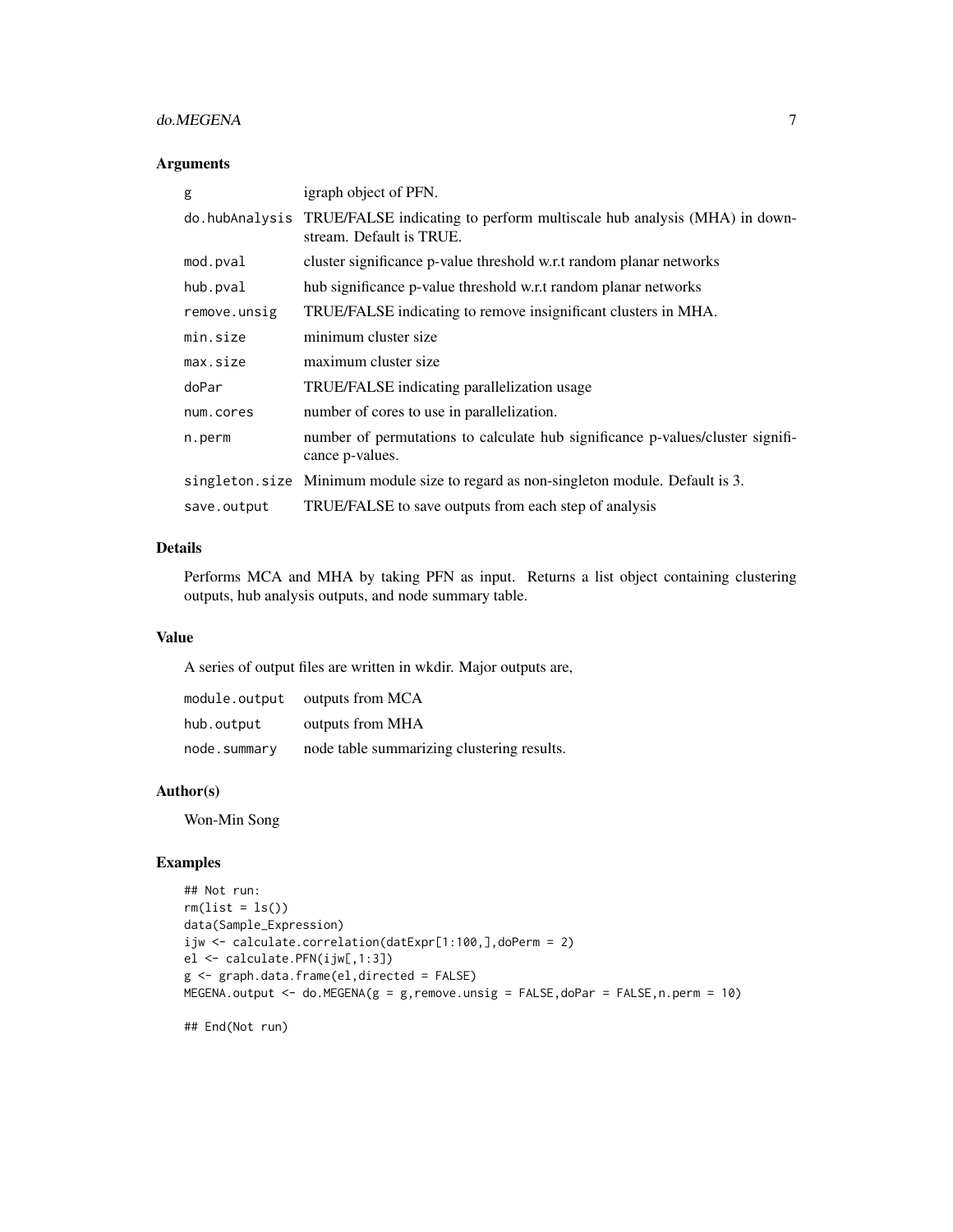### Arguments

| | |
|---|---|
| g | igraph object of PFN. |
| do.hubAnalysis | TRUE/FALSE indicating to perform multiscale hub analysis (MHA) in downstream. Default is TRUE. |
| mod.pval | cluster significance p-value threshold w.r.t random planar networks |
| hub.pval | hub significance p-value threshold w.r.t random planar networks |
| remove.unsig | TRUE/FALSE indicating to remove insignificant clusters in MHA. |
| min.size | minimum cluster size |
| max.size | maximum cluster size |
| doPar | TRUE/FALSE indicating parallelization usage |
| num.cores | number of cores to use in parallelization. |
| n.perm | number of permutations to calculate hub significance p-values/cluster significance p-values. |
| singleton.size | Minimum module size to regard as non-singleton module. Default is 3. |
| save.output | TRUE/FALSE to save outputs from each step of analysis |

### Details

Performs MCA and MHA by taking PFN as input. Returns a list object containing clustering outputs, hub analysis outputs, and node summary table.

### Value

A series of output files are written in wkdir. Major outputs are,

| | |
|---|---|
| module.output | outputs from MCA |
| hub.output | outputs from MHA |
| node.summary | node table summarizing clustering results. |

### Author(s)

Won-Min Song

### Examples

```
## Not run:
rm(list = ls())
data(Sample_Expression)
ijw <- calculate.correlation(datExpr[1:100,],doPerm = 2)
el <- calculate.PFN(ijw[,1:3])
g <- graph.data.frame(el,directed = FALSE)
MEGENA.output <- do.MEGENA(g = g,remove.unsig = FALSE,doPar = FALSE,n.perm = 10)

## End(Not run)
```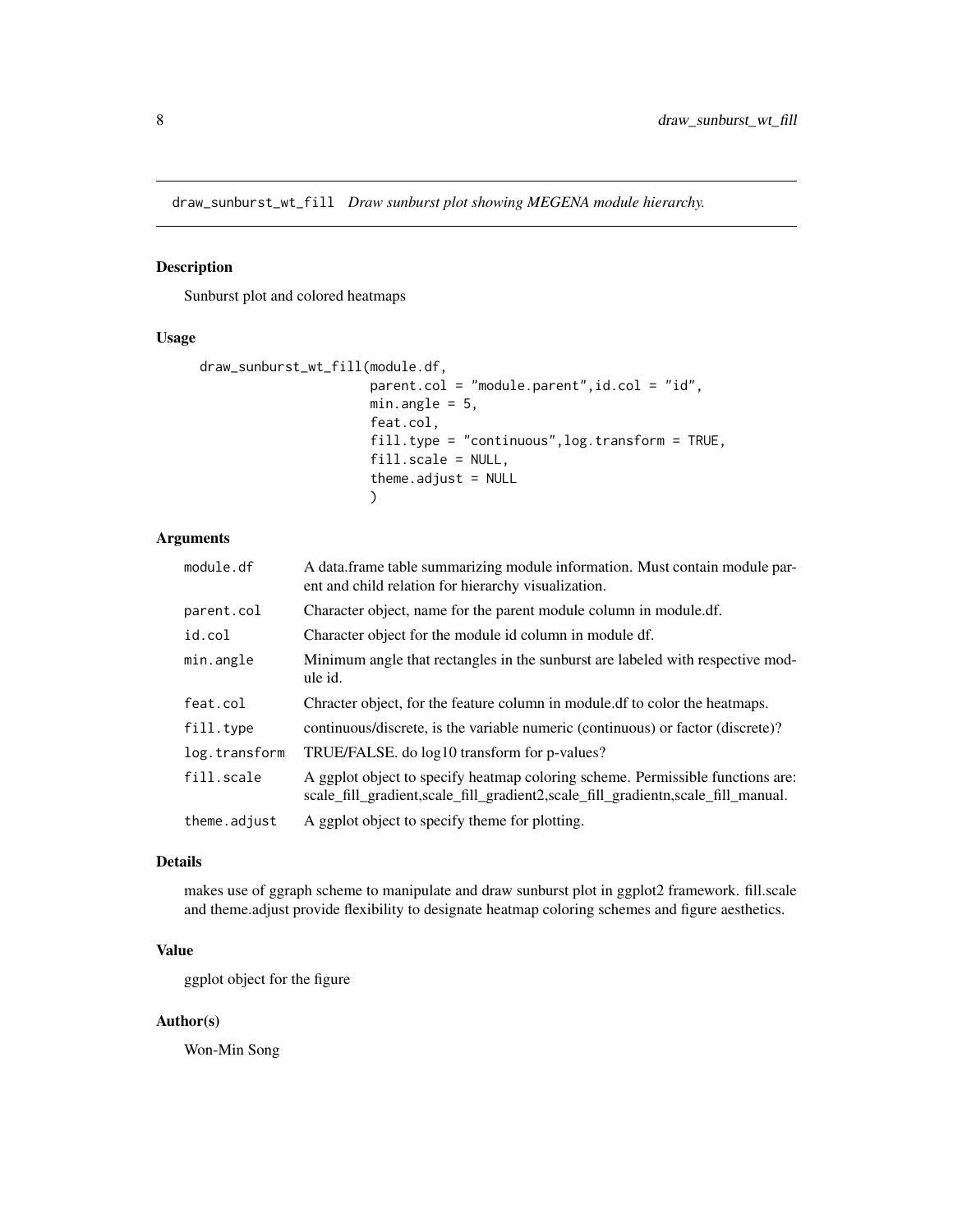## draw_sunburst_wt_fill *Draw sunburst plot showing MEGENA module hierarchy.*

### Description

Sunburst plot and colored heatmaps

### Usage

```
draw_sunburst_wt_fill(module.df,
                      parent.col = "module.parent",id.col = "id",
                      min.angle = 5,
                      feat.col,
                      fill.type = "continuous",log.transform = TRUE,
                      fill.scale = NULL,
                      theme.adjust = NULL
                      )
```

### Arguments

| | |
|---|---|
| module.df | A data.frame table summarizing module information. Must contain module parent and child relation for hierarchy visualization. |
| parent.col | Character object, name for the parent module column in module.df. |
| id.col | Character object for the module id column in module df. |
| min.angle | Minimum angle that rectangles in the sunburst are labeled with respective module id. |
| feat.col | Chracter object, for the feature column in module.df to color the heatmaps. |
| fill.type | continuous/discrete, is the variable numeric (continuous) or factor (discrete)? |
| log.transform | TRUE/FALSE. do log10 transform for p-values? |
| fill.scale | A ggplot object to specify heatmap coloring scheme. Permissible functions are: scale_fill_gradient,scale_fill_gradient2,scale_fill_gradientn,scale_fill_manual. |
| theme.adjust | A ggplot object to specify theme for plotting. |

### Details

makes use of ggraph scheme to manipulate and draw sunburst plot in ggplot2 framework. fill.scale and theme.adjust provide flexibility to designate heatmap coloring schemes and figure aesthetics.

### Value

ggplot object for the figure

### Author(s)

Won-Min Song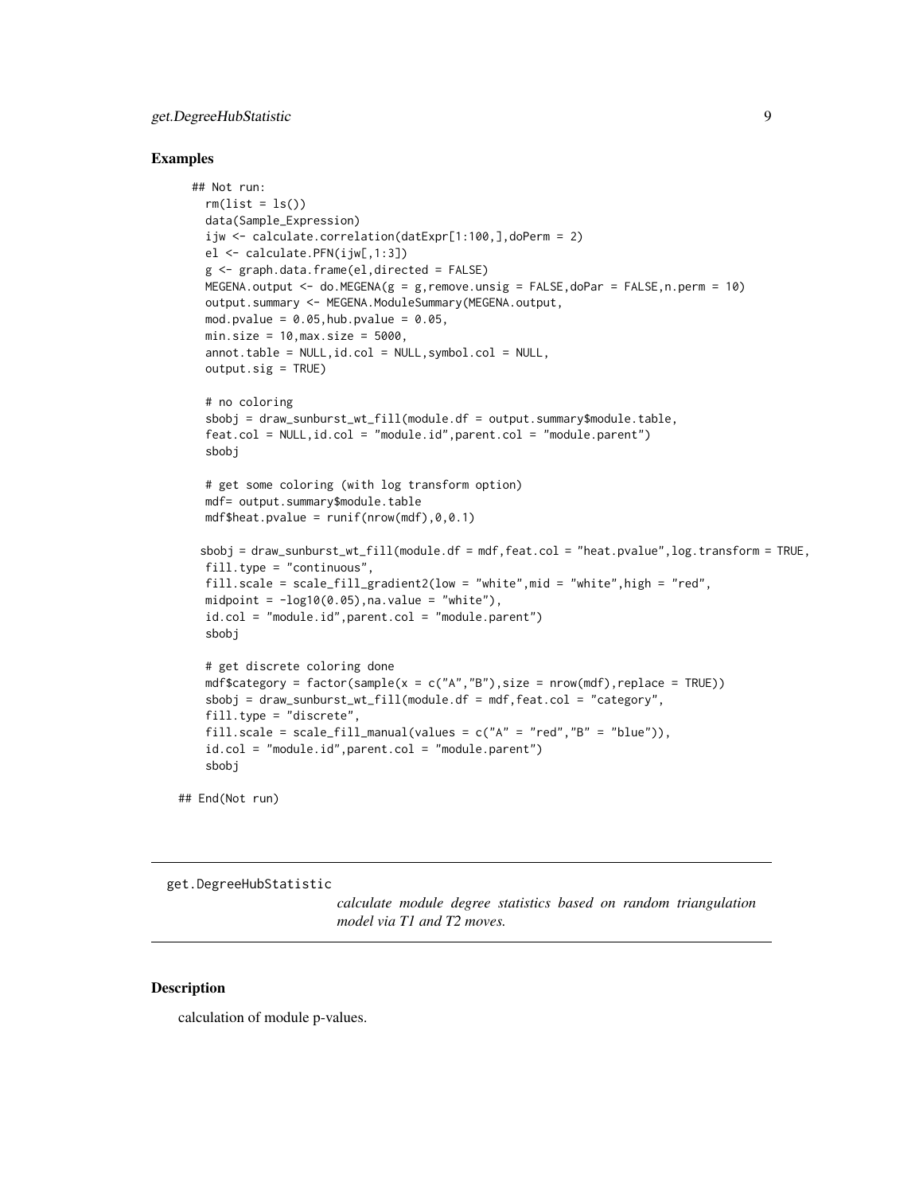### Examples

```
## Not run:
  rm(list = ls())
  data(Sample_Expression)
  ijw <- calculate.correlation(datExpr[1:100,],doPerm = 2)
  el <- calculate.PFN(ijw[,1:3])
  g <- graph.data.frame(el,directed = FALSE)
  MEGENA.output <- do.MEGENA(g = g,remove.unsig = FALSE,doPar = FALSE,n.perm = 10)
  output.summary <- MEGENA.ModuleSummary(MEGENA.output,
  mod.pvalue = 0.05,hub.pvalue = 0.05,
  min.size = 10,max.size = 5000,
  annot.table = NULL,id.col = NULL,symbol.col = NULL,
  output.sig = TRUE)

  # no coloring
  sbobj = draw_sunburst_wt_fill(module.df = output.summary$module.table,
  feat.col = NULL,id.col = "module.id",parent.col = "module.parent")
  sbobj

  # get some coloring (with log transform option)
  mdf= output.summary$module.table
  mdf$heat.pvalue = runif(nrow(mdf),0,0.1)

 sbobj = draw_sunburst_wt_fill(module.df = mdf,feat.col = "heat.pvalue",log.transform = TRUE,
  fill.type = "continuous",
  fill.scale = scale_fill_gradient2(low = "white",mid = "white",high = "red",
  midpoint = -log10(0.05),na.value = "white"),
  id.col = "module.id",parent.col = "module.parent")
  sbobj

  # get discrete coloring done
  mdf$category = factor(sample(x = c("A","B"),size = nrow(mdf),replace = TRUE))
  sbobj = draw_sunburst_wt_fill(module.df = mdf,feat.col = "category",
  fill.type = "discrete",
  fill.scale = scale_fill_manual(values = c("A" = "red","B" = "blue")),
  id.col = "module.id",parent.col = "module.parent")
  sbobj

## End(Not run)
```

---

get.DegreeHubStatistic    *calculate module degree statistics based on random triangulation model via T1 and T2 moves.*

---

### Description

calculation of module p-values.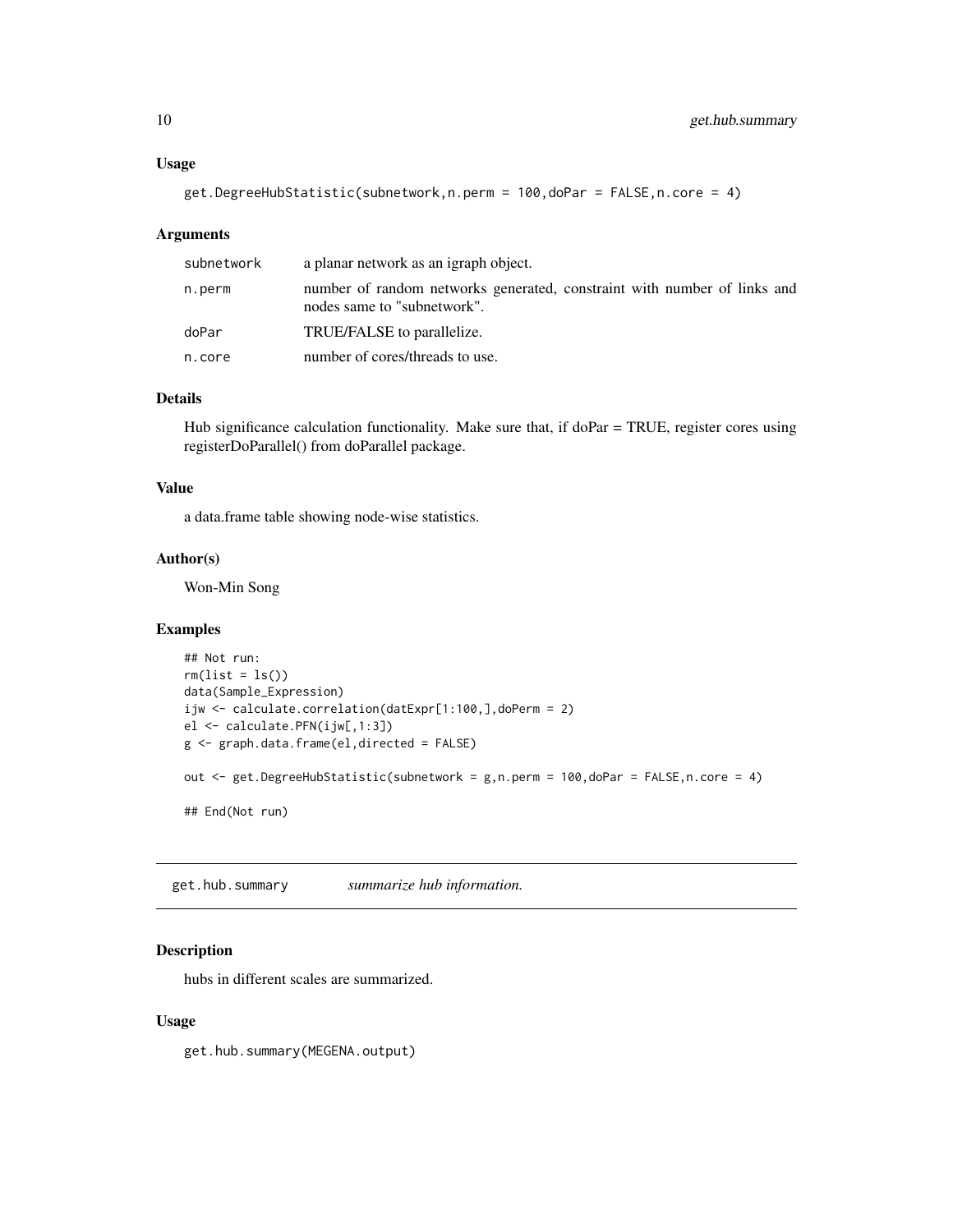### Usage

```
get.DegreeHubStatistic(subnetwork,n.perm = 100,doPar = FALSE,n.core = 4)
```

### Arguments

| | |
|---|---|
| subnetwork | a planar network as an igraph object. |
| n.perm | number of random networks generated, constraint with number of links and nodes same to "subnetwork". |
| doPar | TRUE/FALSE to parallelize. |
| n.core | number of cores/threads to use. |

### Details

Hub significance calculation functionality. Make sure that, if doPar = TRUE, register cores using registerDoParallel() from doParallel package.

### Value

a data.frame table showing node-wise statistics.

### Author(s)

Won-Min Song

### Examples

```
## Not run:
rm(list = ls())
data(Sample_Expression)
ijw <- calculate.correlation(datExpr[1:100,],doPerm = 2)
el <- calculate.PFN(ijw[,1:3])
g <- graph.data.frame(el,directed = FALSE)

out <- get.DegreeHubStatistic(subnetwork = g,n.perm = 100,doPar = FALSE,n.core = 4)

## End(Not run)
```

---

## get.hub.summary    *summarize hub information.*

---

### Description

hubs in different scales are summarized.

### Usage

```
get.hub.summary(MEGENA.output)
```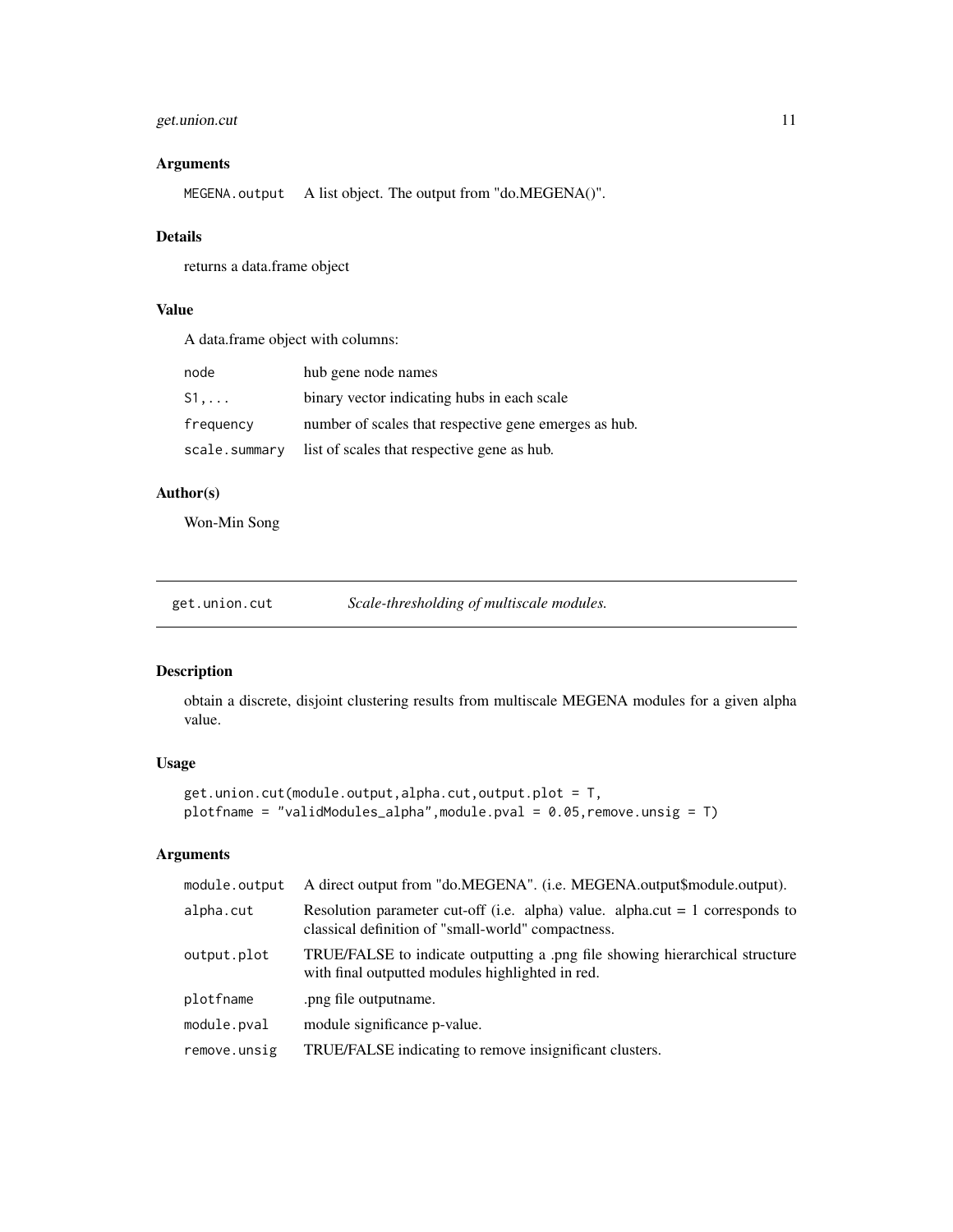### Arguments

| | |
|---|---|
| `MEGENA.output` | A list object. The output from "do.MEGENA()". |

### Details

returns a data.frame object

### Value

A data.frame object with columns:

| | |
|---|---|
| `node` | hub gene node names |
| `S1,...` | binary vector indicating hubs in each scale |
| `frequency` | number of scales that respective gene emerges as hub. |
| `scale.summary` | list of scales that respective gene as hub. |

### Author(s)

Won-Min Song

---

## get.union.cut &nbsp;&nbsp;&nbsp; *Scale-thresholding of multiscale modules.*

---

### Description

obtain a discrete, disjoint clustering results from multiscale MEGENA modules for a given alpha value.

### Usage

```
get.union.cut(module.output,alpha.cut,output.plot = T,
plotfname = "validModules_alpha",module.pval = 0.05,remove.unsig = T)
```

### Arguments

| | |
|---|---|
| `module.output` | A direct output from "do.MEGENA". (i.e. MEGENA.output$module.output). |
| `alpha.cut` | Resolution parameter cut-off (i.e. alpha) value. alpha.cut = 1 corresponds to classical definition of "small-world" compactness. |
| `output.plot` | TRUE/FALSE to indicate outputting a .png file showing hierarchical structure with final outputted modules highlighted in red. |
| `plotfname` | .png file outputname. |
| `module.pval` | module significance p-value. |
| `remove.unsig` | TRUE/FALSE indicating to remove insignificant clusters. |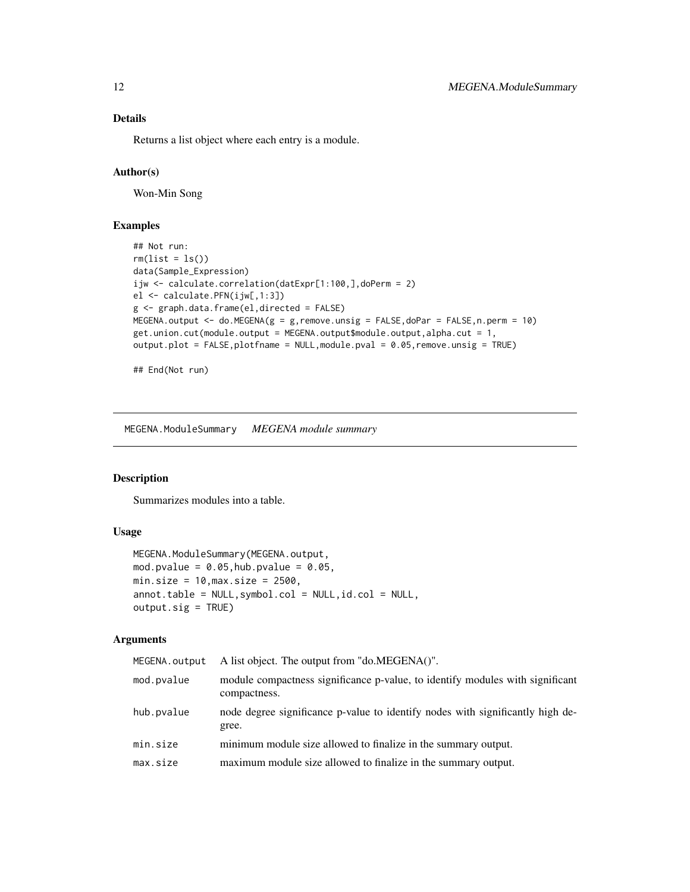## Details

Returns a list object where each entry is a module.

## Author(s)

Won-Min Song

## Examples

```
## Not run:
rm(list = ls())
data(Sample_Expression)
ijw <- calculate.correlation(datExpr[1:100,],doPerm = 2)
el <- calculate.PFN(ijw[,1:3])
g <- graph.data.frame(el,directed = FALSE)
MEGENA.output <- do.MEGENA(g = g,remove.unsig = FALSE,doPar = FALSE,n.perm = 10)
get.union.cut(module.output = MEGENA.output$module.output,alpha.cut = 1,
output.plot = FALSE,plotfname = NULL,module.pval = 0.05,remove.unsig = TRUE)

## End(Not run)
```

---

# MEGENA.ModuleSummary *MEGENA module summary*

---

## Description

Summarizes modules into a table.

## Usage

```
MEGENA.ModuleSummary(MEGENA.output,
mod.pvalue = 0.05,hub.pvalue = 0.05,
min.size = 10,max.size = 2500,
annot.table = NULL,symbol.col = NULL,id.col = NULL,
output.sig = TRUE)
```

## Arguments

| | |
|---|---|
| MEGENA.output | A list object. The output from "do.MEGENA()". |
| mod.pvalue | module compactness significance p-value, to identify modules with significant compactness. |
| hub.pvalue | node degree significance p-value to identify nodes with significantly high degree. |
| min.size | minimum module size allowed to finalize in the summary output. |
| max.size | maximum module size allowed to finalize in the summary output. |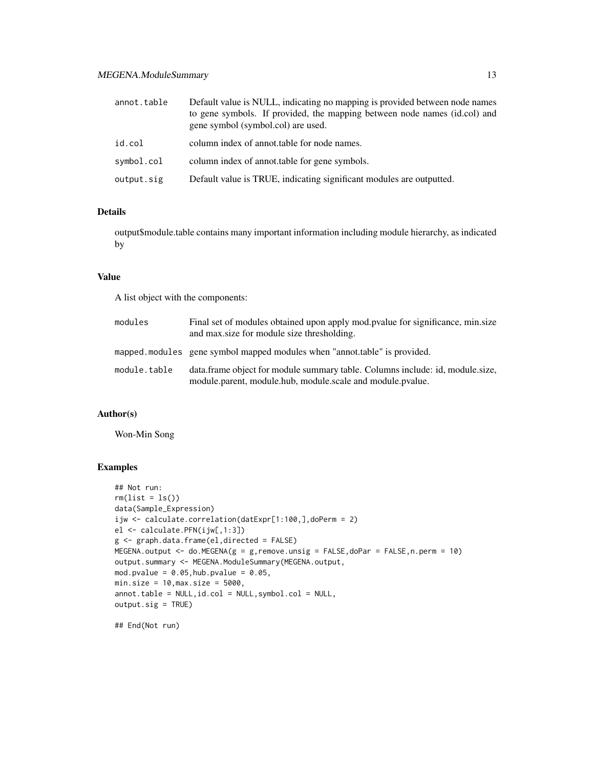| | |
|---|---|
| annot.table | Default value is NULL, indicating no mapping is provided between node names to gene symbols. If provided, the mapping between node names (id.col) and gene symbol (symbol.col) are used. |
| id.col | column index of annot.table for node names. |
| symbol.col | column index of annot.table for gene symbols. |
| output.sig | Default value is TRUE, indicating significant modules are outputted. |

### Details

output$module.table contains many important information including module hierarchy, as indicated by

### Value

A list object with the components:

| | |
|---|---|
| modules | Final set of modules obtained upon apply mod.pvalue for significance, min.size and max.size for module size thresholding. |
| mapped.modules | gene symbol mapped modules when "annot.table" is provided. |
| module.table | data.frame object for module summary table. Columns include: id, module.size, module.parent, module.hub, module.scale and module.pvalue. |

### Author(s)

Won-Min Song

### Examples

```
## Not run:
rm(list = ls())
data(Sample_Expression)
ijw <- calculate.correlation(datExpr[1:100,],doPerm = 2)
el <- calculate.PFN(ijw[,1:3])
g <- graph.data.frame(el,directed = FALSE)
MEGENA.output <- do.MEGENA(g = g,remove.unsig = FALSE,doPar = FALSE,n.perm = 10)
output.summary <- MEGENA.ModuleSummary(MEGENA.output,
mod.pvalue = 0.05,hub.pvalue = 0.05,
min.size = 10,max.size = 5000,
annot.table = NULL,id.col = NULL,symbol.col = NULL,
output.sig = TRUE)

## End(Not run)
```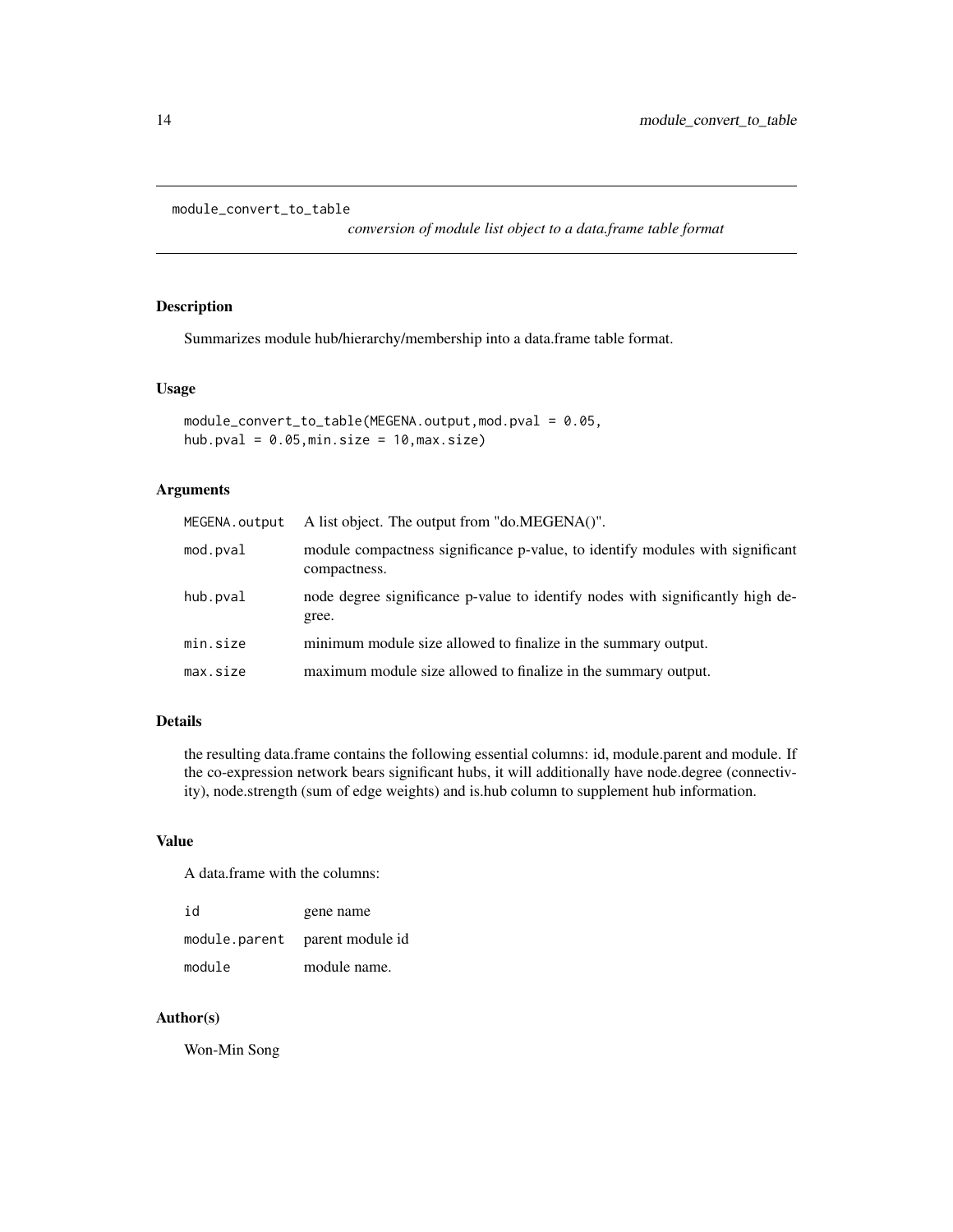## module_convert_to_table

*conversion of module list object to a data.frame table format*

### Description

Summarizes module hub/hierarchy/membership into a data.frame table format.

### Usage

```
module_convert_to_table(MEGENA.output,mod.pval = 0.05,
hub.pval = 0.05,min.size = 10,max.size)
```

### Arguments

| | |
|---|---|
| `MEGENA.output` | A list object. The output from "do.MEGENA()". |
| `mod.pval` | module compactness significance p-value, to identify modules with significant compactness. |
| `hub.pval` | node degree significance p-value to identify nodes with significantly high degree. |
| `min.size` | minimum module size allowed to finalize in the summary output. |
| `max.size` | maximum module size allowed to finalize in the summary output. |

### Details

the resulting data.frame contains the following essential columns: id, module.parent and module. If the co-expression network bears significant hubs, it will additionally have node.degree (connectivity), node.strength (sum of edge weights) and is.hub column to supplement hub information.

### Value

A data.frame with the columns:

| | |
|---|---|
| `id` | gene name |
| `module.parent` | parent module id |
| `module` | module name. |

### Author(s)

Won-Min Song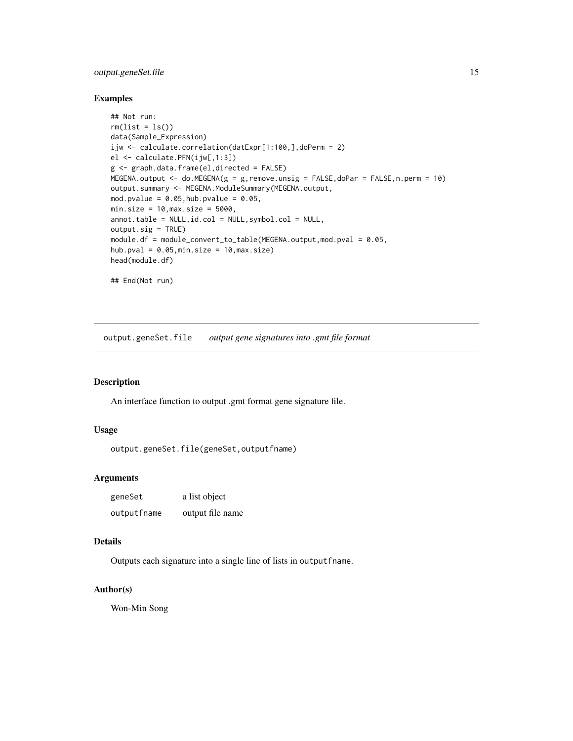## Examples

```
## Not run:
rm(list = ls())
data(Sample_Expression)
ijw <- calculate.correlation(datExpr[1:100,],doPerm = 2)
el <- calculate.PFN(ijw[,1:3])
g <- graph.data.frame(el,directed = FALSE)
MEGENA.output <- do.MEGENA(g = g,remove.unsig = FALSE,doPar = FALSE,n.perm = 10)
output.summary <- MEGENA.ModuleSummary(MEGENA.output,
mod.pvalue = 0.05,hub.pvalue = 0.05,
min.size = 10,max.size = 5000,
annot.table = NULL,id.col = NULL,symbol.col = NULL,
output.sig = TRUE)
module.df = module_convert_to_table(MEGENA.output,mod.pval = 0.05,
hub.pval = 0.05,min.size = 10,max.size)
head(module.df)

## End(Not run)
```

---

# output.geneSet.file    *output gene signatures into .gmt file format*

---

## Description

An interface function to output .gmt format gene signature file.

## Usage

```
output.geneSet.file(geneSet,outputfname)
```

## Arguments

| | |
|---|---|
| `geneSet` | a list object |
| `outputfname` | output file name |

## Details

Outputs each signature into a single line of lists in `outputfname`.

## Author(s)

Won-Min Song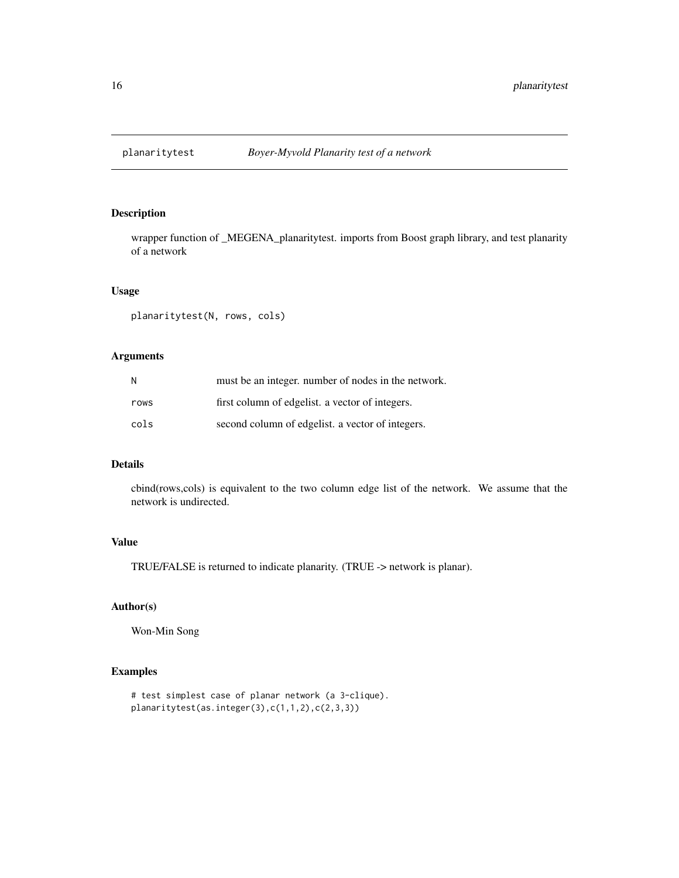# planaritytest — *Boyer-Myvold Planarity test of a network*

## Description

wrapper function of _MEGENA_planaritytest. imports from Boost graph library, and test planarity of a network

## Usage

```
planaritytest(N, rows, cols)
```

## Arguments

| | |
|---|---|
| N | must be an integer. number of nodes in the network. |
| rows | first column of edgelist. a vector of integers. |
| cols | second column of edgelist. a vector of integers. |

## Details

cbind(rows,cols) is equivalent to the two column edge list of the network. We assume that the network is undirected.

## Value

TRUE/FALSE is returned to indicate planarity. (TRUE -> network is planar).

## Author(s)

Won-Min Song

## Examples

```
# test simplest case of planar network (a 3-clique).
planaritytest(as.integer(3),c(1,1,2),c(2,3,3))
```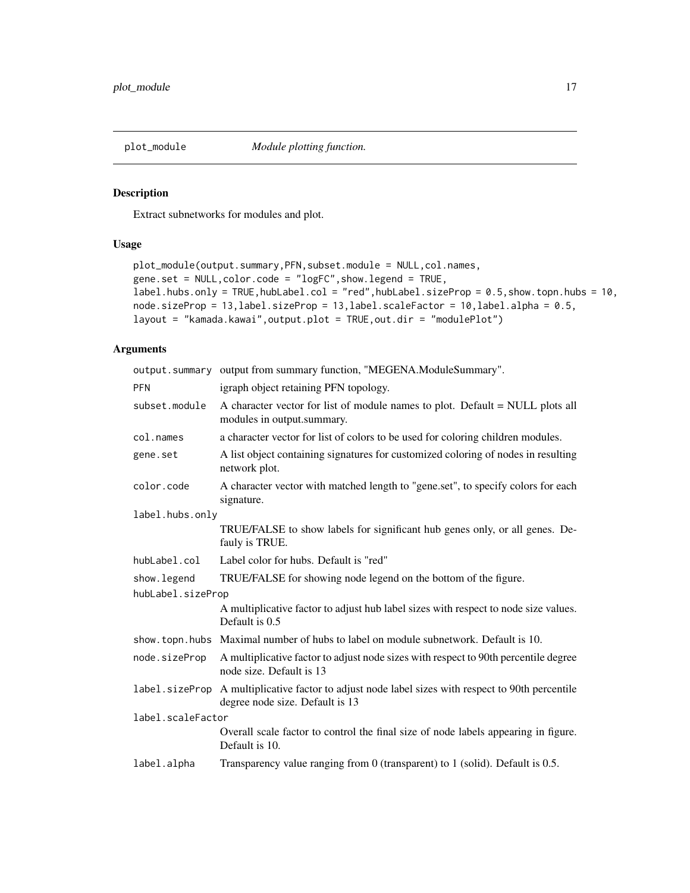# plot_module *Module plotting function.*

## Description

Extract subnetworks for modules and plot.

## Usage

```
plot_module(output.summary,PFN,subset.module = NULL,col.names,
gene.set = NULL,color.code = "logFC",show.legend = TRUE,
label.hubs.only = TRUE,hubLabel.col = "red",hubLabel.sizeProp = 0.5,show.topn.hubs = 10,
node.sizeProp = 13,label.sizeProp = 13,label.scaleFactor = 10,label.alpha = 0.5,
layout = "kamada.kawai",output.plot = TRUE,out.dir = "modulePlot")
```

## Arguments

| | |
|---|---|
| `output.summary` | output from summary function, "MEGENA.ModuleSummary". |
| `PFN` | igraph object retaining PFN topology. |
| `subset.module` | A character vector for list of module names to plot. Default = NULL plots all modules in output.summary. |
| `col.names` | a character vector for list of colors to be used for coloring children modules. |
| `gene.set` | A list object containing signatures for customized coloring of nodes in resulting network plot. |
| `color.code` | A character vector with matched length to "gene.set", to specify colors for each signature. |
| `label.hubs.only` | TRUE/FALSE to show labels for significant hub genes only, or all genes. Defauly is TRUE. |
| `hubLabel.col` | Label color for hubs. Default is "red" |
| `show.legend` | TRUE/FALSE for showing node legend on the bottom of the figure. |
| `hubLabel.sizeProp` | A multiplicative factor to adjust hub label sizes with respect to node size values. Default is 0.5 |
| `show.topn.hubs` | Maximal number of hubs to label on module subnetwork. Default is 10. |
| `node.sizeProp` | A multiplicative factor to adjust node sizes with respect to 90th percentile degree node size. Default is 13 |
| `label.sizeProp` | A multiplicative factor to adjust node label sizes with respect to 90th percentile degree node size. Default is 13 |
| `label.scaleFactor` | Overall scale factor to control the final size of node labels appearing in figure. Default is 10. |
| `label.alpha` | Transparency value ranging from 0 (transparent) to 1 (solid). Default is 0.5. |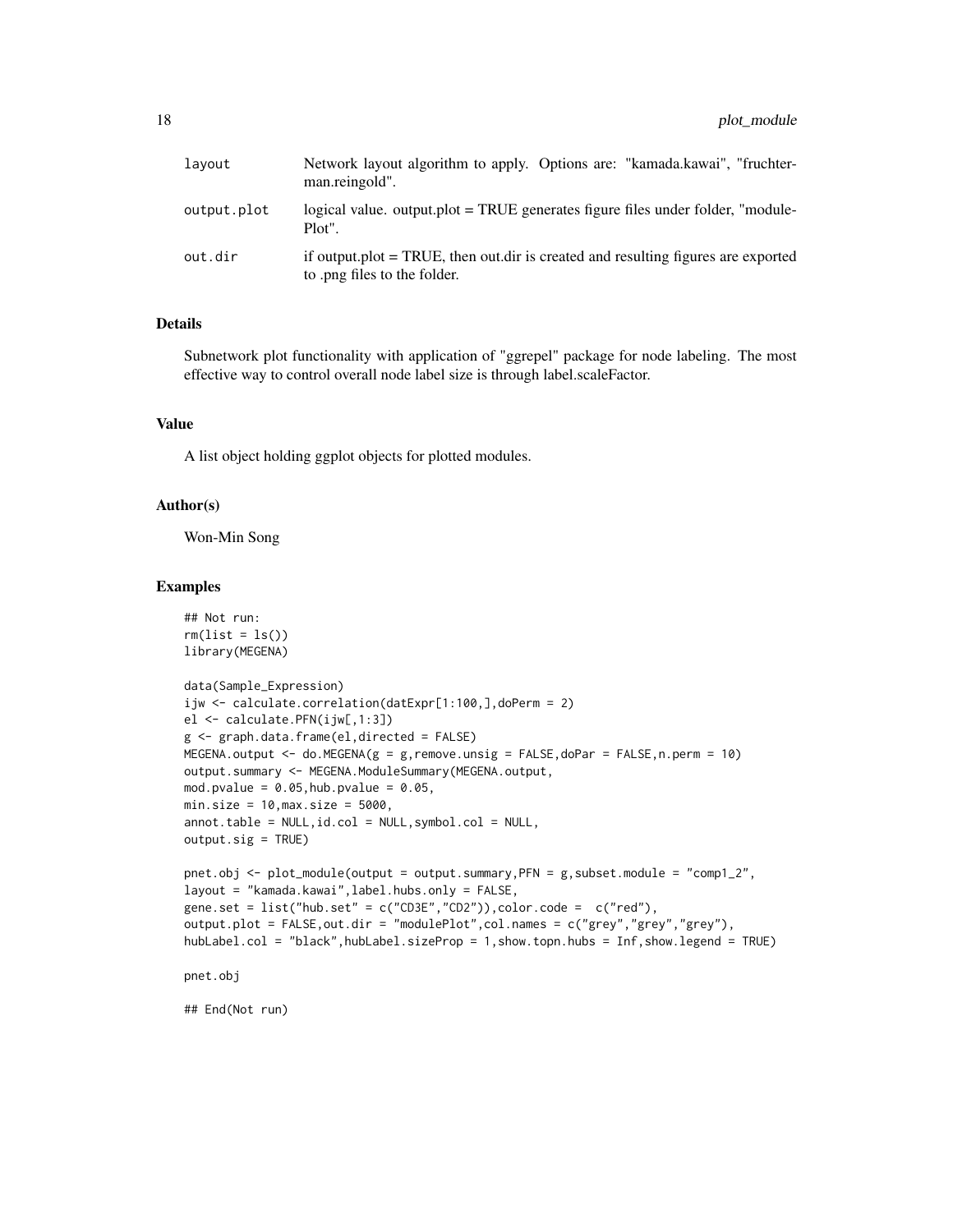| | |
|---|---|
| layout | Network layout algorithm to apply. Options are: "kamada.kawai", "fruchterman.reingold". |
| output.plot | logical value. output.plot = TRUE generates figure files under folder, "modulePlot". |
| out.dir | if output.plot = TRUE, then out.dir is created and resulting figures are exported to .png files to the folder. |

## Details

Subnetwork plot functionality with application of "ggrepel" package for node labeling. The most effective way to control overall node label size is through label.scaleFactor.

## Value

A list object holding ggplot objects for plotted modules.

## Author(s)

Won-Min Song

## Examples

```
## Not run:
rm(list = ls())
library(MEGENA)

data(Sample_Expression)
ijw <- calculate.correlation(datExpr[1:100,],doPerm = 2)
el <- calculate.PFN(ijw[,1:3])
g <- graph.data.frame(el,directed = FALSE)
MEGENA.output <- do.MEGENA(g = g,remove.unsig = FALSE,doPar = FALSE,n.perm = 10)
output.summary <- MEGENA.ModuleSummary(MEGENA.output,
mod.pvalue = 0.05,hub.pvalue = 0.05,
min.size = 10,max.size = 5000,
annot.table = NULL,id.col = NULL,symbol.col = NULL,
output.sig = TRUE)

pnet.obj <- plot_module(output = output.summary,PFN = g,subset.module = "comp1_2",
layout = "kamada.kawai",label.hubs.only = FALSE,
gene.set = list("hub.set" = c("CD3E","CD2")),color.code =  c("red"),
output.plot = FALSE,out.dir = "modulePlot",col.names = c("grey","grey","grey"),
hubLabel.col = "black",hubLabel.sizeProp = 1,show.topn.hubs = Inf,show.legend = TRUE)

pnet.obj

## End(Not run)
```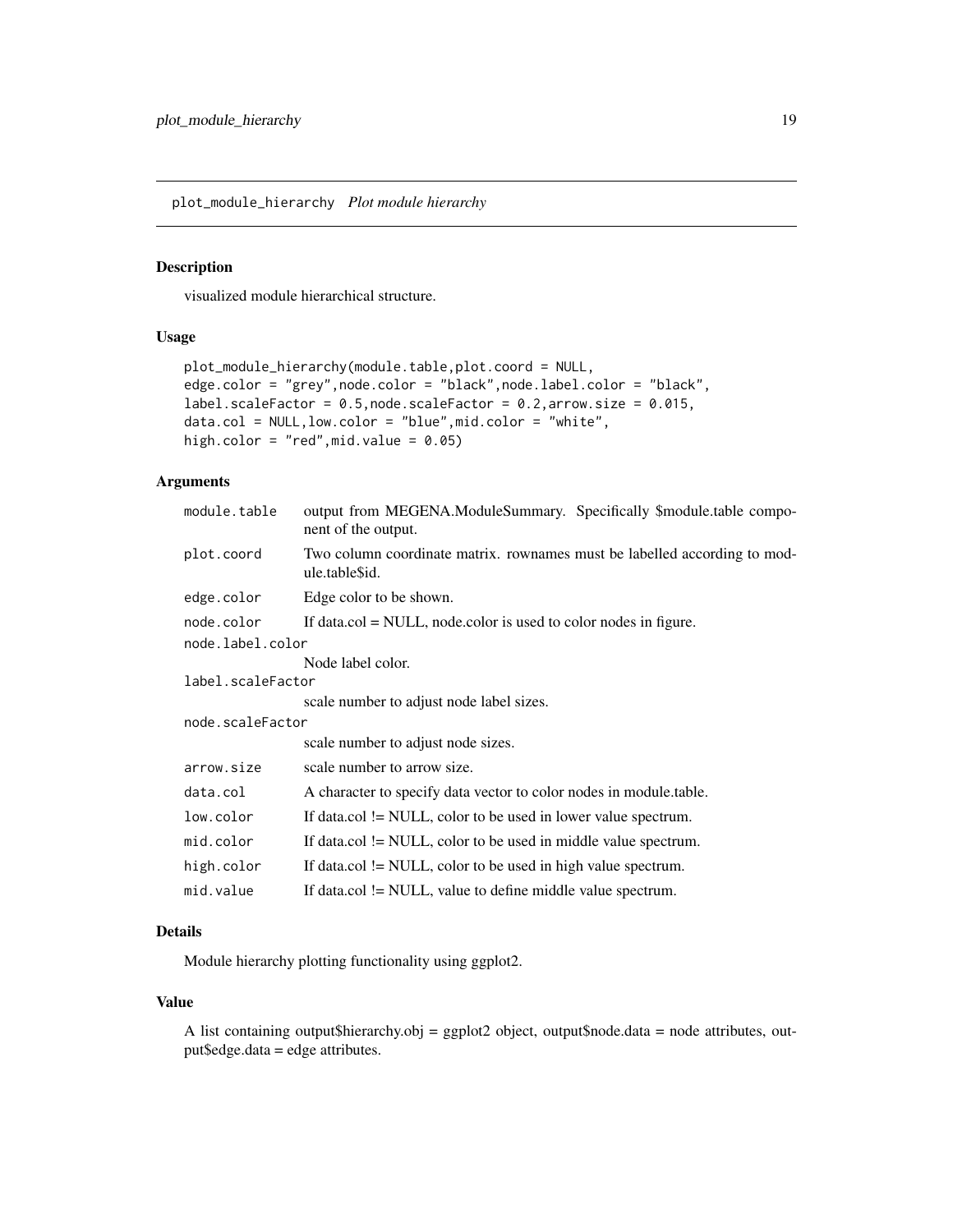## plot_module_hierarchy *Plot module hierarchy*

### Description

visualized module hierarchical structure.

### Usage

```
plot_module_hierarchy(module.table,plot.coord = NULL,
edge.color = "grey",node.color = "black",node.label.color = "black",
label.scaleFactor = 0.5,node.scaleFactor = 0.2,arrow.size = 0.015,
data.col = NULL,low.color = "blue",mid.color = "white",
high.color = "red",mid.value = 0.05)
```

### Arguments

| | |
|---|---|
| module.table | output from MEGENA.ModuleSummary. Specifically $module.table component of the output. |
| plot.coord | Two column coordinate matrix. rownames must be labelled according to module.table$id. |
| edge.color | Edge color to be shown. |
| node.color | If data.col = NULL, node.color is used to color nodes in figure. |
| node.label.color | Node label color. |
| label.scaleFactor | scale number to adjust node label sizes. |
| node.scaleFactor | scale number to adjust node sizes. |
| arrow.size | scale number to arrow size. |
| data.col | A character to specify data vector to color nodes in module.table. |
| low.color | If data.col != NULL, color to be used in lower value spectrum. |
| mid.color | If data.col != NULL, color to be used in middle value spectrum. |
| high.color | If data.col != NULL, color to be used in high value spectrum. |
| mid.value | If data.col != NULL, value to define middle value spectrum. |

### Details

Module hierarchy plotting functionality using ggplot2.

### Value

A list containing output$hierarchy.obj = ggplot2 object, output$node.data = node attributes, output$edge.data = edge attributes.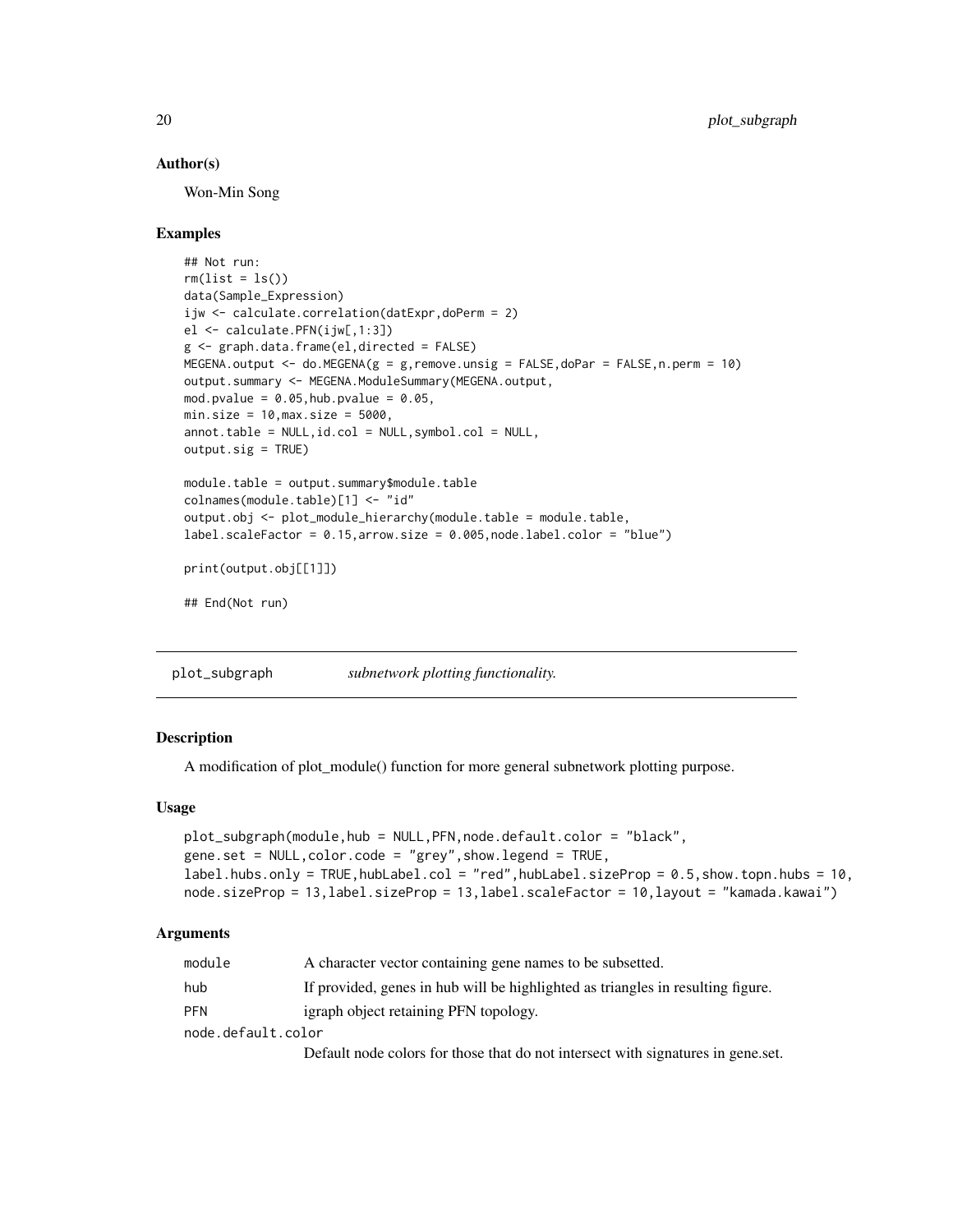### Author(s)

Won-Min Song

### Examples

```
## Not run:
rm(list = ls())
data(Sample_Expression)
ijw <- calculate.correlation(datExpr,doPerm = 2)
el <- calculate.PFN(ijw[,1:3])
g <- graph.data.frame(el,directed = FALSE)
MEGENA.output <- do.MEGENA(g = g,remove.unsig = FALSE,doPar = FALSE,n.perm = 10)
output.summary <- MEGENA.ModuleSummary(MEGENA.output,
mod.pvalue = 0.05,hub.pvalue = 0.05,
min.size = 10,max.size = 5000,
annot.table = NULL,id.col = NULL,symbol.col = NULL,
output.sig = TRUE)

module.table = output.summary$module.table
colnames(module.table)[1] <- "id"
output.obj <- plot_module_hierarchy(module.table = module.table,
label.scaleFactor = 0.15,arrow.size = 0.005,node.label.color = "blue")

print(output.obj[[1]])

## End(Not run)
```

---

## plot_subgraph *subnetwork plotting functionality.*

---

### Description

A modification of plot_module() function for more general subnetwork plotting purpose.

### Usage

```
plot_subgraph(module,hub = NULL,PFN,node.default.color = "black",
gene.set = NULL,color.code = "grey",show.legend = TRUE,
label.hubs.only = TRUE,hubLabel.col = "red",hubLabel.sizeProp = 0.5,show.topn.hubs = 10,
node.sizeProp = 13,label.sizeProp = 13,label.scaleFactor = 10,layout = "kamada.kawai")
```

### Arguments

| | |
|---|---|
| module | A character vector containing gene names to be subsetted. |
| hub | If provided, genes in hub will be highlighted as triangles in resulting figure. |
| PFN | igraph object retaining PFN topology. |
| node.default.color | Default node colors for those that do not intersect with signatures in gene.set. |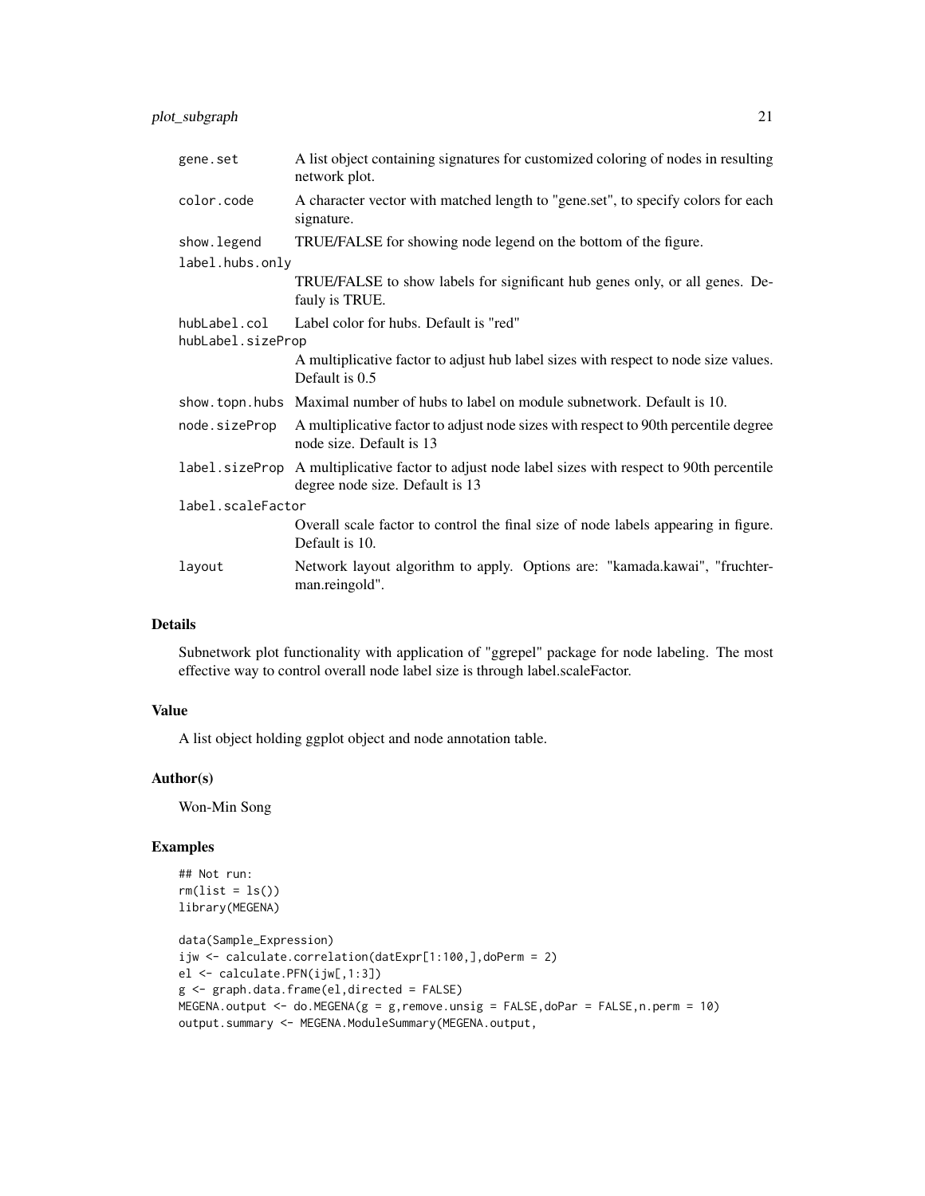| | |
|---|---|
| gene.set | A list object containing signatures for customized coloring of nodes in resulting network plot. |
| color.code | A character vector with matched length to "gene.set", to specify colors for each signature. |
| show.legend | TRUE/FALSE for showing node legend on the bottom of the figure. |
| label.hubs.only | TRUE/FALSE to show labels for significant hub genes only, or all genes. Defauly is TRUE. |
| hubLabel.col | Label color for hubs. Default is "red" |
| hubLabel.sizeProp | A multiplicative factor to adjust hub label sizes with respect to node size values. Default is 0.5 |
| show.topn.hubs | Maximal number of hubs to label on module subnetwork. Default is 10. |
| node.sizeProp | A multiplicative factor to adjust node sizes with respect to 90th percentile degree node size. Default is 13 |
| label.sizeProp | A multiplicative factor to adjust node label sizes with respect to 90th percentile degree node size. Default is 13 |
| label.scaleFactor | Overall scale factor to control the final size of node labels appearing in figure. Default is 10. |
| layout | Network layout algorithm to apply. Options are: "kamada.kawai", "fruchterman.reingold". |

## Details

Subnetwork plot functionality with application of "ggrepel" package for node labeling. The most effective way to control overall node label size is through label.scaleFactor.

## Value

A list object holding ggplot object and node annotation table.

## Author(s)

Won-Min Song

## Examples

```
## Not run:
rm(list = ls())
library(MEGENA)

data(Sample_Expression)
ijw <- calculate.correlation(datExpr[1:100,],doPerm = 2)
el <- calculate.PFN(ijw[,1:3])
g <- graph.data.frame(el,directed = FALSE)
MEGENA.output <- do.MEGENA(g = g,remove.unsig = FALSE,doPar = FALSE,n.perm = 10)
output.summary <- MEGENA.ModuleSummary(MEGENA.output,
```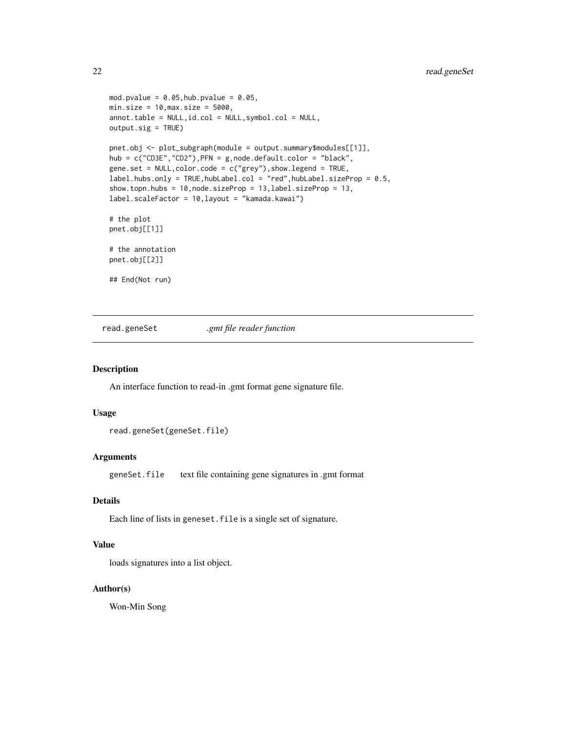```
mod.pvalue = 0.05,hub.pvalue = 0.05,
min.size = 10,max.size = 5000,
annot.table = NULL,id.col = NULL,symbol.col = NULL,
output.sig = TRUE)

pnet.obj <- plot_subgraph(module = output.summary$modules[[1]],
hub = c("CD3E","CD2"),PFN = g,node.default.color = "black",
gene.set = NULL,color.code = c("grey"),show.legend = TRUE,
label.hubs.only = TRUE,hubLabel.col = "red",hubLabel.sizeProp = 0.5,
show.topn.hubs = 10,node.sizeProp = 13,label.sizeProp = 13,
label.scaleFactor = 10,layout = "kamada.kawai")

# the plot
pnet.obj[[1]]

# the annotation
pnet.obj[[2]]

## End(Not run)
```

---

## read.geneSet &nbsp;&nbsp;&nbsp;&nbsp; *.gmt file reader function*

---

### Description

An interface function to read-in .gmt format gene signature file.

### Usage

```
read.geneSet(geneSet.file)
```

### Arguments

| | |
|---|---|
| `geneSet.file` | text file containing gene signatures in .gmt format |

### Details

Each line of lists in `geneset.file` is a single set of signature.

### Value

loads signatures into a list object.

### Author(s)

Won-Min Song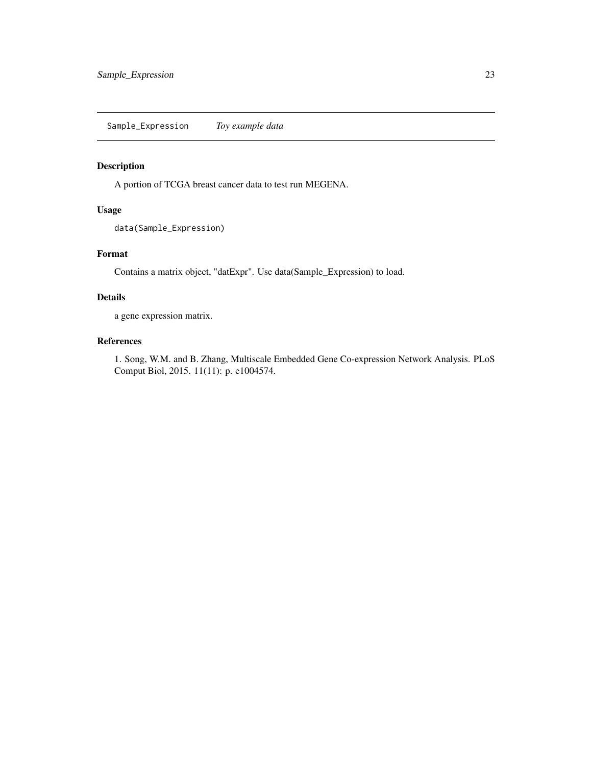## Sample_Expression    *Toy example data*

### Description

A portion of TCGA breast cancer data to test run MEGENA.

### Usage

```
data(Sample_Expression)
```

### Format

Contains a matrix object, "datExpr". Use data(Sample_Expression) to load.

### Details

a gene expression matrix.

### References

1. Song, W.M. and B. Zhang, Multiscale Embedded Gene Co-expression Network Analysis. PLoS Comput Biol, 2015. 11(11): p. e1004574.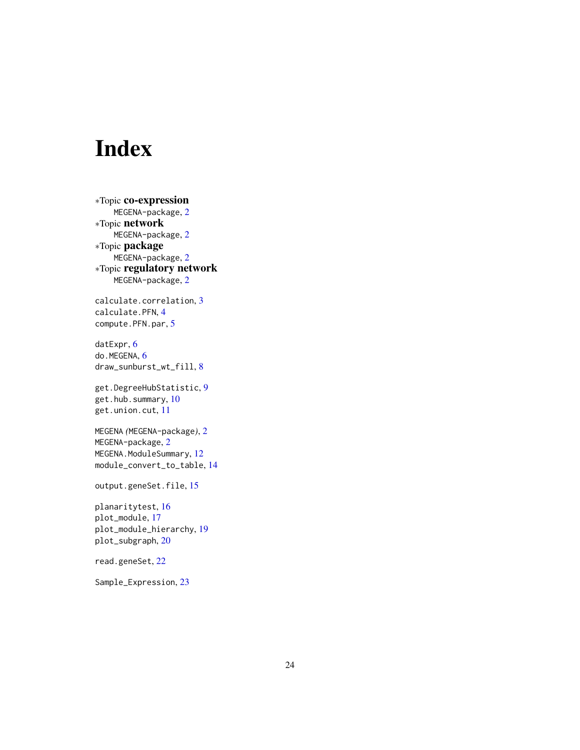# Index

*Topic **co-expression**
    MEGENA-package, 2
*Topic **network**
    MEGENA-package, 2
*Topic **package**
    MEGENA-package, 2
*Topic **regulatory network**
    MEGENA-package, 2

calculate.correlation, 3
calculate.PFN, 4
compute.PFN.par, 5

datExpr, 6
do.MEGENA, 6
draw_sunburst_wt_fill, 8

get.DegreeHubStatistic, 9
get.hub.summary, 10
get.union.cut, 11

MEGENA *(*MEGENA-package*)*, 2
MEGENA-package, 2
MEGENA.ModuleSummary, 12
module_convert_to_table, 14

output.geneSet.file, 15

planaritytest, 16
plot_module, 17
plot_module_hierarchy, 19
plot_subgraph, 20

read.geneSet, 22

Sample_Expression, 23